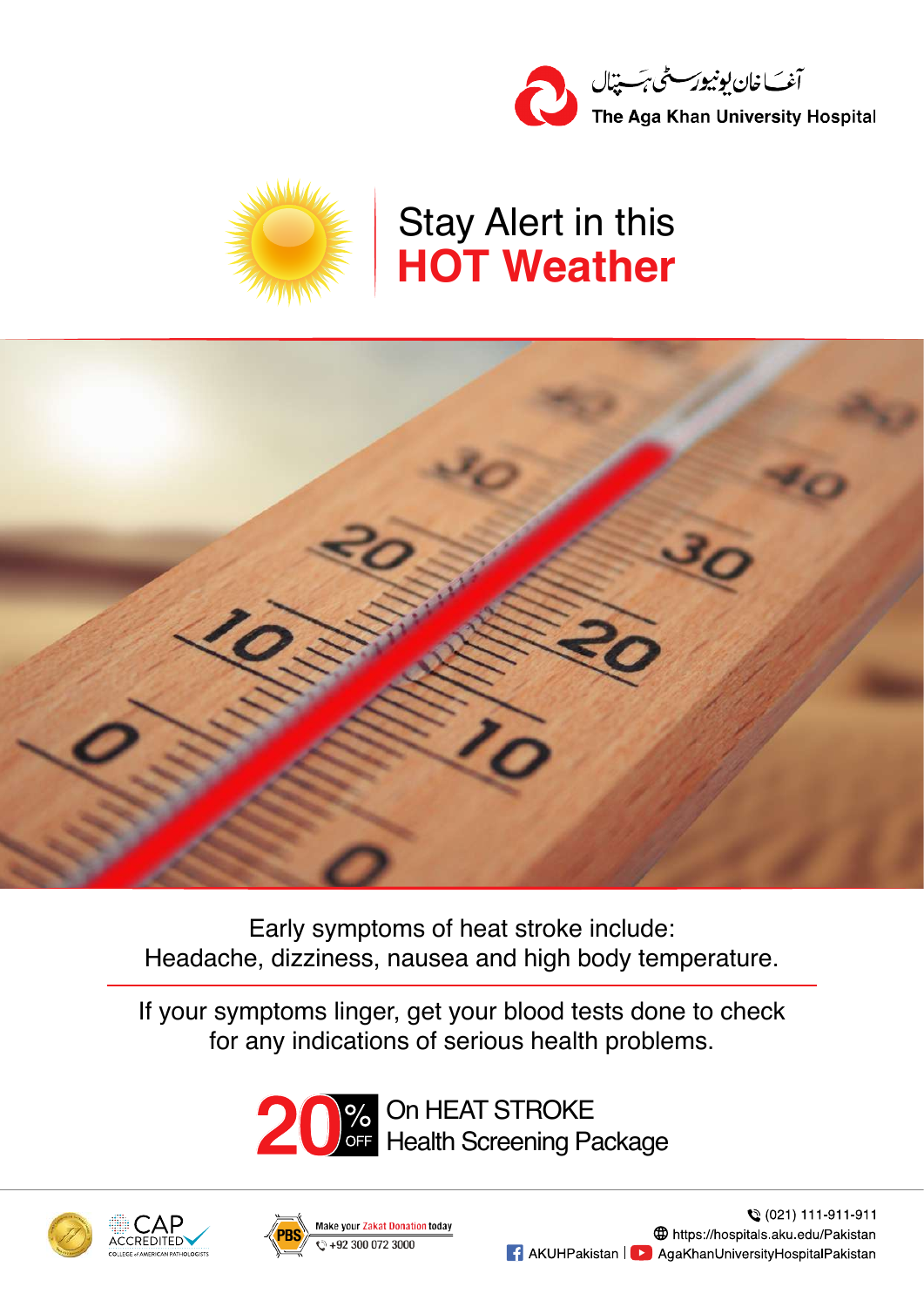آغا خان یونیورسٹی ہسپتال

The Aga Khan University Hospital

# Stay Alert in this **HOT Weather**

Early symptoms of heat stroke include:
Headache, dizziness, nausea and high body temperature.

If your symptoms linger, get your blood tests done to check for any indications of serious health problems.

**20% OFF** On HEAT STROKE Health Screening Package

CAP ACCREDITED
COLLEGE of AMERICAN PATHOLOGISTS

PBS Make your Zakat Donation today
+92 300 072 3000

(021) 111-911-911
https://hospitals.aku.edu/Pakistan
AKUHPakistan | AgaKhanUniversityHospitalPakistan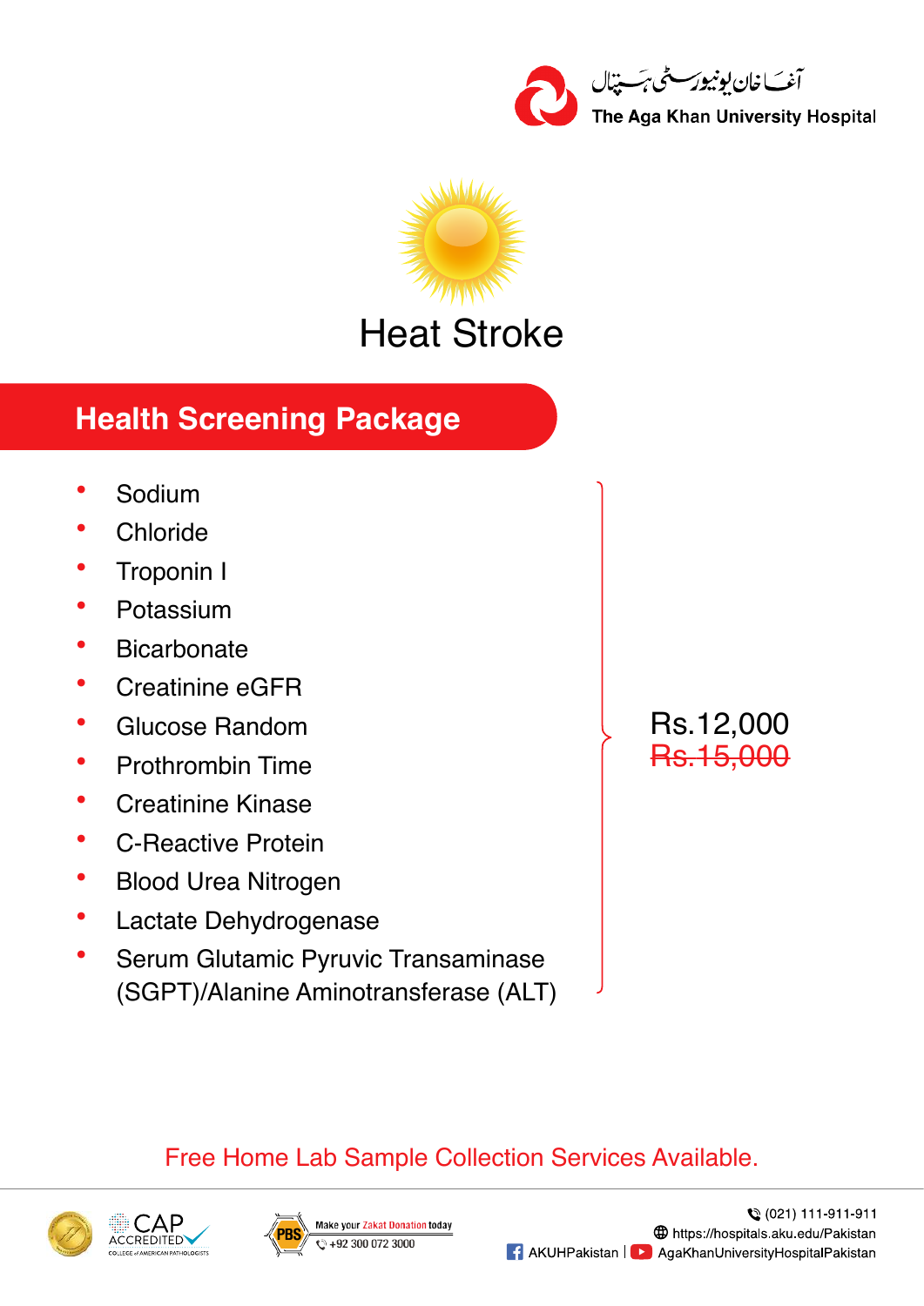آغا خان یونیورسٹی ہسپتال
The Aga Khan University Hospital

# Heat Stroke

## Health Screening Package

- Sodium
- Chloride
- Troponin I
- Potassium
- Bicarbonate
- Creatinine eGFR
- Glucose Random
- Prothrombin Time
- Creatinine Kinase
- C-Reactive Protein
- Blood Urea Nitrogen
- Lactate Dehydrogenase
- Serum Glutamic Pyruvic Transaminase (SGPT)/Alanine Aminotransferase (ALT)

Rs.12,000
~~Rs.15,000~~

Free Home Lab Sample Collection Services Available.

CAP ACCREDITED
COLLEGE of AMERICAN PATHOLOGISTS

PBS Make your Zakat Donation today
+92 300 072 3000

(021) 111-911-911
https://hospitals.aku.edu/Pakistan
AKUHPakistan | AgaKhanUniversityHospitalPakistan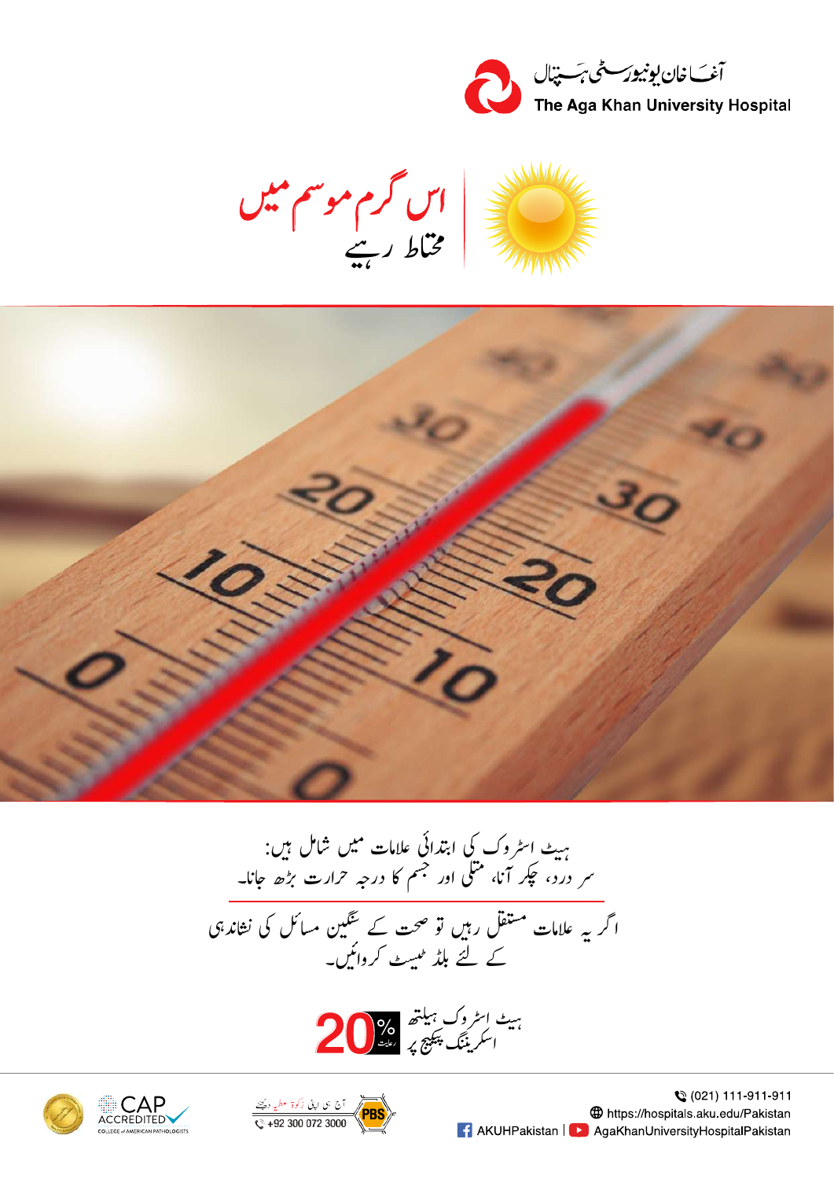آغا خان یونیورسٹی ہسپتال

The Aga Khan University Hospital

# اس گرم موسم میں
## محتاط رہیے

ہیٹ اسٹروک کی ابتدائی علامات میں شامل ہیں:
سر درد، چکر آنا، متلی اور جسم کا درجہ حرارت بڑھ جانا۔

اگر یہ علامات مستقل رہیں تو صحت کے سنگین مسائل کی نشاندہی کے لئے بلڈ ٹیسٹ کروائیں۔

ہیٹ اسٹروک ہیلتھ اسکریننگ پیکیج پر **20% رعایت**

CAP ACCREDITED
COLLEGE of AMERICAN PATHOLOGISTS

آج ہی اپنی زکوۃ عطیہ دیجئے
PBS
+92 300 072 3000

(021) 111-911-911
https://hospitals.aku.edu/Pakistan
AKUHPakistan | AgaKhanUniversityHospitalPakistan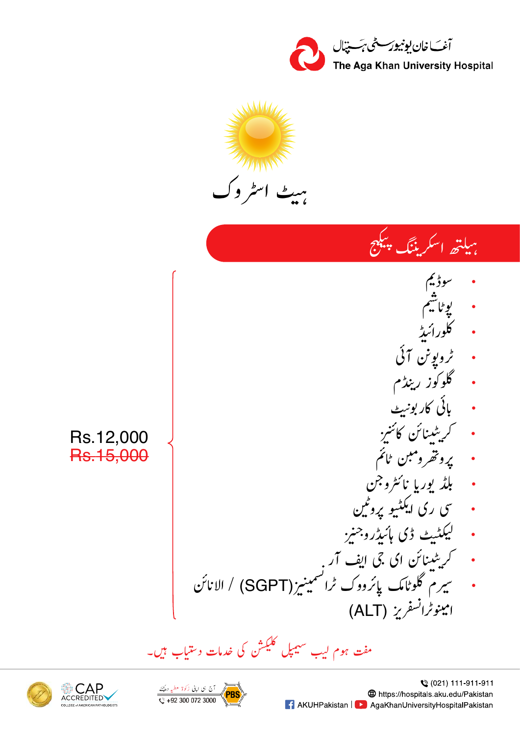آغا خان یونیورسٹی ہسپتال

The Aga Khan University Hospital

# ہیٹ اسٹروک

## ہیلتھ اسکریننگ پیکیج

- سوڈیم
- پوٹاشیم
- کلورائیڈ
- ٹروپونن آئی
- گلوکوز رینڈم
- بائی کاربونیٹ
- کریٹینائن کائنیز
- پروتھرومبن ٹائم
- بلڈ یوریا نائٹروجن
- سی ری ایکٹیو پروٹین
- لیکٹیٹ ڈی ہائیڈروجنیز
- کریٹینائن ای جی ایف آر
- سیرم گلوٹامک پائرووک ٹرانسمینیز (SGPT) / الانائن امینوٹرانسفریز (ALT)

Rs.12,000

~~Rs.15,000~~

مفت ہوم لیب سیمپل کلیکشن کی خدمات دستیاب ہیں۔

CAP ACCREDITED — COLLEGE of AMERICAN PATHOLOGISTS

آج ہی اپنی زکوٰۃ عطیہ کیجئے — PBS — +92 300 072 3000

(021) 111-911-911

https://hospitals.aku.edu/Pakistan

AKUHPakistan | AgaKhanUniversityHospitalPakistan